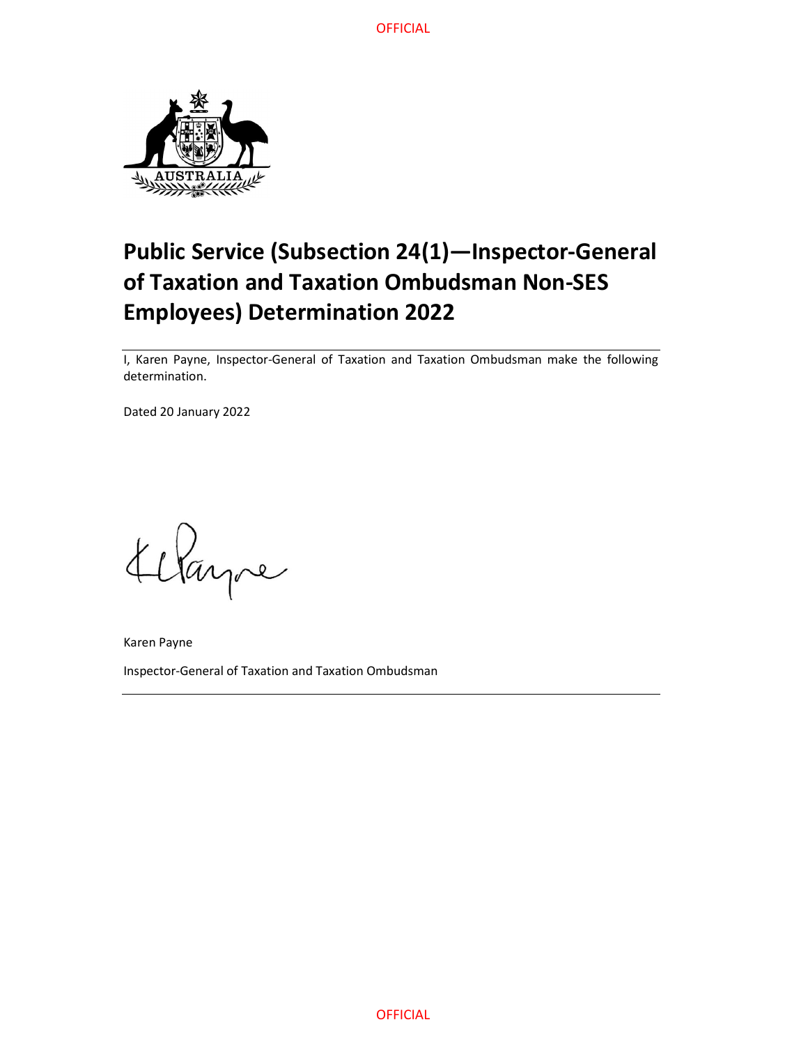# Public Service (Subsection 24(1)—Inspector-General of Taxation and Taxation Ombudsman Non-SES Employees) Determination 2022

I, Karen Payne, Inspector-General of Taxation and Taxation Ombudsman make the following determination.

Dated 20 January 2022

Karen Payne

Inspector-General of Taxation and Taxation Ombudsman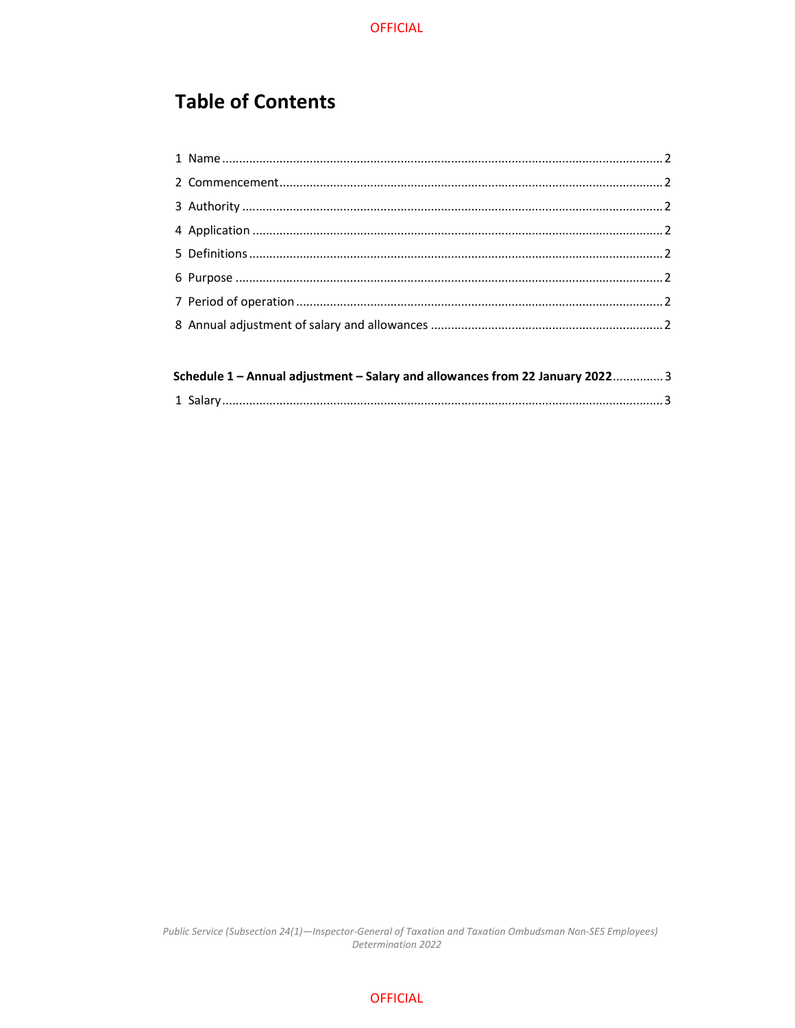# Table of Contents

1 Name ........................................................................................................................ 2

2 Commencement ........................................................................................................ 2

3 Authority .................................................................................................................. 2

4 Application ............................................................................................................... 2

5 Definitions ................................................................................................................ 2

6 Purpose .................................................................................................................... 2

7 Period of operation ................................................................................................... 2

8 Annual adjustment of salary and allowances ............................................................. 2

**Schedule 1 – Annual adjustment – Salary and allowances from 22 January 2022** ............... 3

1 Salary ........................................................................................................................ 3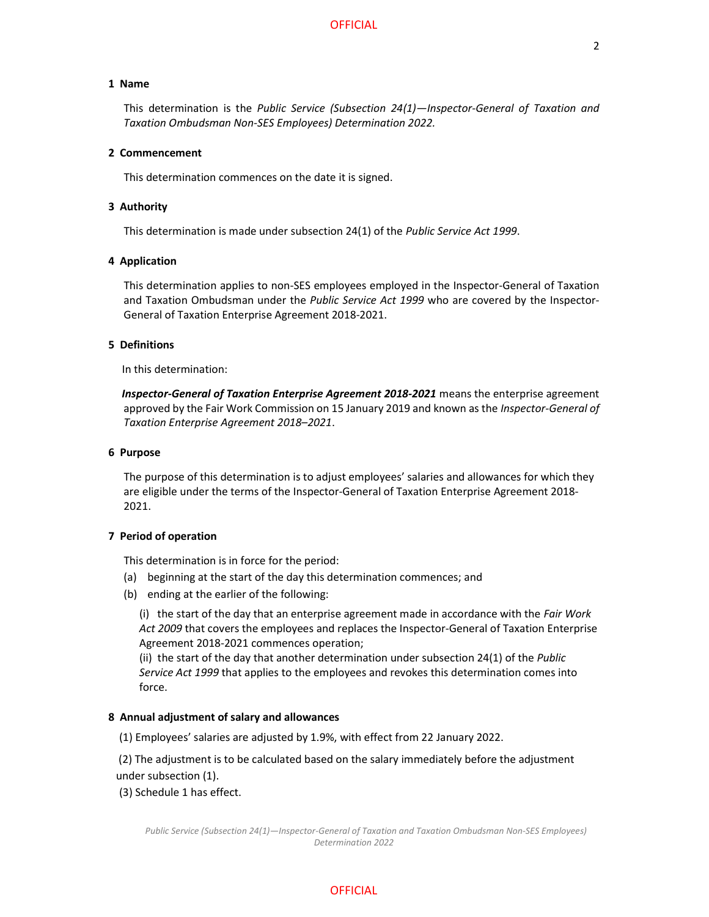## 1 Name

This determination is the *Public Service (Subsection 24(1)—Inspector-General of Taxation and Taxation Ombudsman Non-SES Employees) Determination 2022.*

## 2 Commencement

This determination commences on the date it is signed.

## 3 Authority

This determination is made under subsection 24(1) of the *Public Service Act 1999*.

## 4 Application

This determination applies to non-SES employees employed in the Inspector-General of Taxation and Taxation Ombudsman under the *Public Service Act 1999* who are covered by the Inspector-General of Taxation Enterprise Agreement 2018-2021.

## 5 Definitions

In this determination:

***Inspector-General of Taxation Enterprise Agreement 2018-2021*** means the enterprise agreement approved by the Fair Work Commission on 15 January 2019 and known as the *Inspector-General of Taxation Enterprise Agreement 2018–2021*.

## 6 Purpose

The purpose of this determination is to adjust employees' salaries and allowances for which they are eligible under the terms of the Inspector-General of Taxation Enterprise Agreement 2018-2021.

## 7 Period of operation

This determination is in force for the period:

(a) beginning at the start of the day this determination commences; and

(b) ending at the earlier of the following:

(i) the start of the day that an enterprise agreement made in accordance with the *Fair Work Act 2009* that covers the employees and replaces the Inspector-General of Taxation Enterprise Agreement 2018-2021 commences operation;

(ii) the start of the day that another determination under subsection 24(1) of the *Public Service Act 1999* that applies to the employees and revokes this determination comes into force.

## 8 Annual adjustment of salary and allowances

(1) Employees' salaries are adjusted by 1.9%, with effect from 22 January 2022.

(2) The adjustment is to be calculated based on the salary immediately before the adjustment under subsection (1).

(3) Schedule 1 has effect.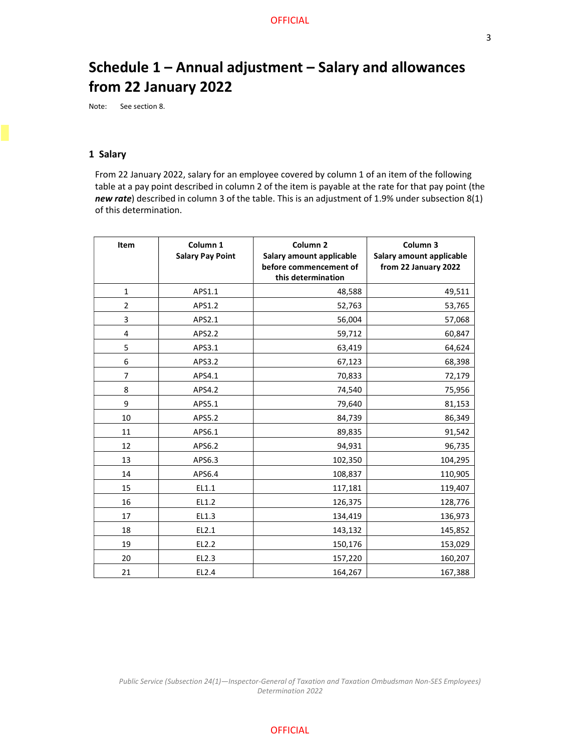# Schedule 1 – Annual adjustment – Salary and allowances from 22 January 2022

Note: See section 8.

## 1 Salary

From 22 January 2022, salary for an employee covered by column 1 of an item of the following table at a pay point described in column 2 of the item is payable at the rate for that pay point (the ***new rate***) described in column 3 of the table. This is an adjustment of 1.9% under subsection 8(1) of this determination.

| Item | Column 1<br>Salary Pay Point | Column 2<br>Salary amount applicable before commencement of this determination | Column 3<br>Salary amount applicable from 22 January 2022 |
|---|---|---|---|
| 1 | APS1.1 | 48,588 | 49,511 |
| 2 | APS1.2 | 52,763 | 53,765 |
| 3 | APS2.1 | 56,004 | 57,068 |
| 4 | APS2.2 | 59,712 | 60,847 |
| 5 | APS3.1 | 63,419 | 64,624 |
| 6 | APS3.2 | 67,123 | 68,398 |
| 7 | APS4.1 | 70,833 | 72,179 |
| 8 | APS4.2 | 74,540 | 75,956 |
| 9 | APS5.1 | 79,640 | 81,153 |
| 10 | APS5.2 | 84,739 | 86,349 |
| 11 | APS6.1 | 89,835 | 91,542 |
| 12 | APS6.2 | 94,931 | 96,735 |
| 13 | APS6.3 | 102,350 | 104,295 |
| 14 | APS6.4 | 108,837 | 110,905 |
| 15 | EL1.1 | 117,181 | 119,407 |
| 16 | EL1.2 | 126,375 | 128,776 |
| 17 | EL1.3 | 134,419 | 136,973 |
| 18 | EL2.1 | 143,132 | 145,852 |
| 19 | EL2.2 | 150,176 | 153,029 |
| 20 | EL2.3 | 157,220 | 160,207 |
| 21 | EL2.4 | 164,267 | 167,388 |